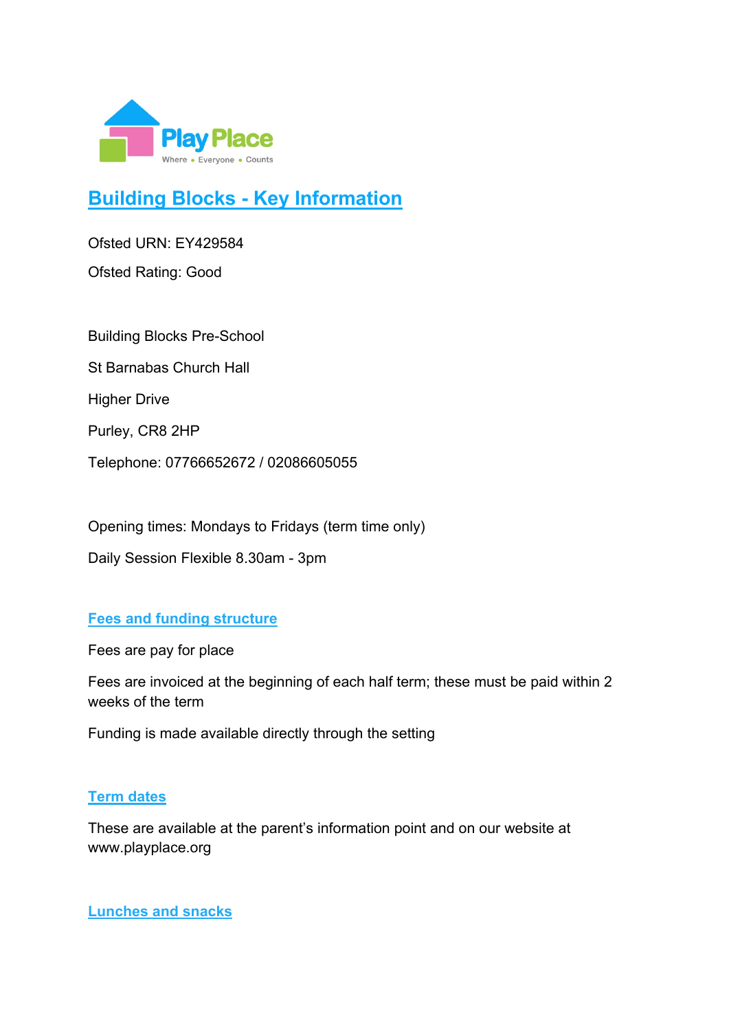# Building Blocks - Key Information

Ofsted URN: EY429584

Ofsted Rating: Good

Building Blocks Pre-School

St Barnabas Church Hall

Higher Drive

Purley, CR8 2HP

Telephone: 07766652672 / 02086605055

Opening times: Mondays to Fridays (term time only)

Daily Session Flexible 8.30am - 3pm

## Fees and funding structure

Fees are pay for place

Fees are invoiced at the beginning of each half term; these must be paid within 2 weeks of the term

Funding is made available directly through the setting

## Term dates

These are available at the parent's information point and on our website at www.playplace.org

## Lunches and snacks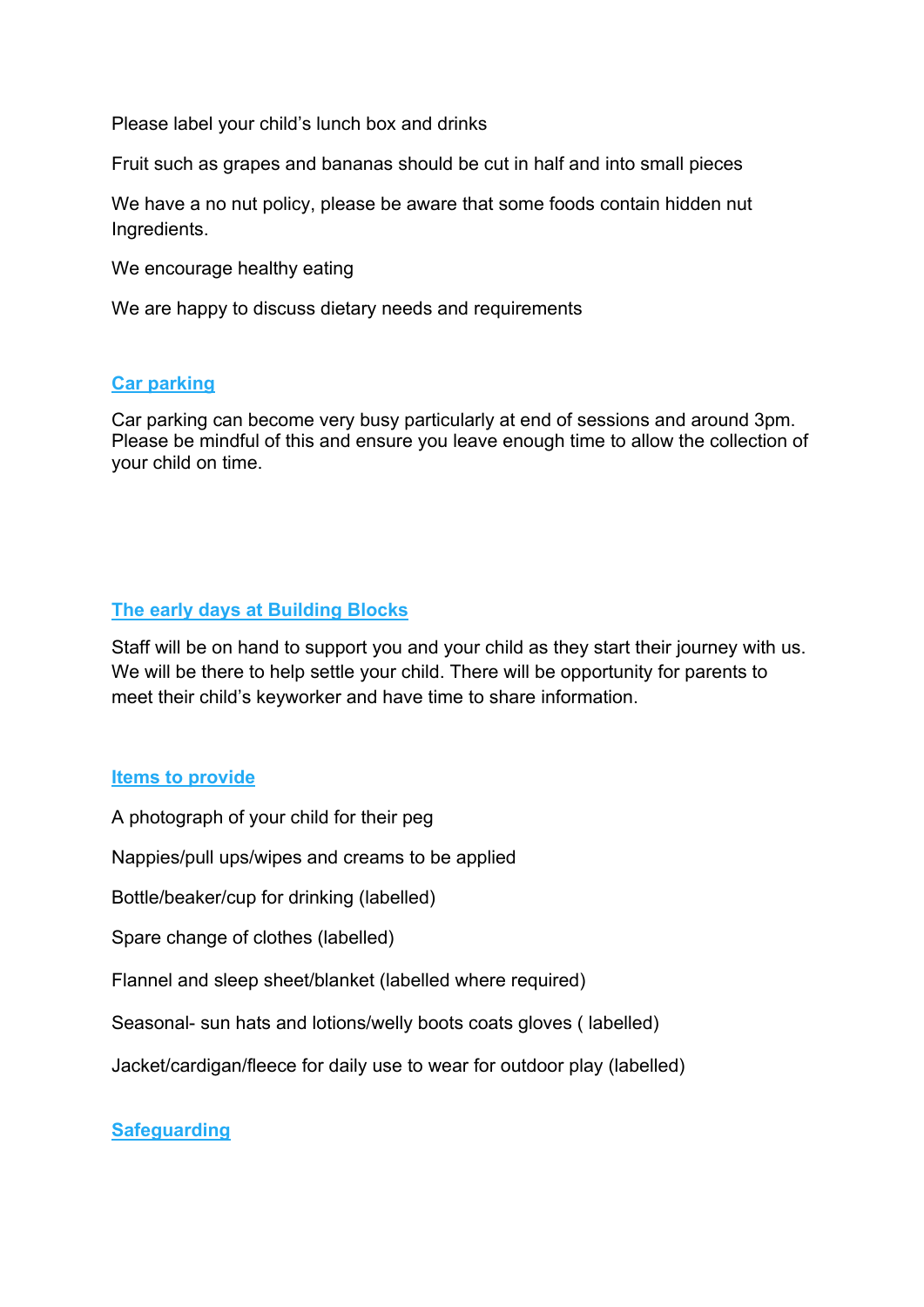Please label your child's lunch box and drinks

Fruit such as grapes and bananas should be cut in half and into small pieces

We have a no nut policy, please be aware that some foods contain hidden nut Ingredients.

We encourage healthy eating

We are happy to discuss dietary needs and requirements

## Car parking

Car parking can become very busy particularly at end of sessions and around 3pm. Please be mindful of this and ensure you leave enough time to allow the collection of your child on time.

## The early days at Building Blocks

Staff will be on hand to support you and your child as they start their journey with us. We will be there to help settle your child. There will be opportunity for parents to meet their child's keyworker and have time to share information.

## Items to provide

A photograph of your child for their peg

Nappies/pull ups/wipes and creams to be applied

Bottle/beaker/cup for drinking (labelled)

Spare change of clothes (labelled)

Flannel and sleep sheet/blanket (labelled where required)

Seasonal- sun hats and lotions/welly boots coats gloves ( labelled)

Jacket/cardigan/fleece for daily use to wear for outdoor play (labelled)

## Safeguarding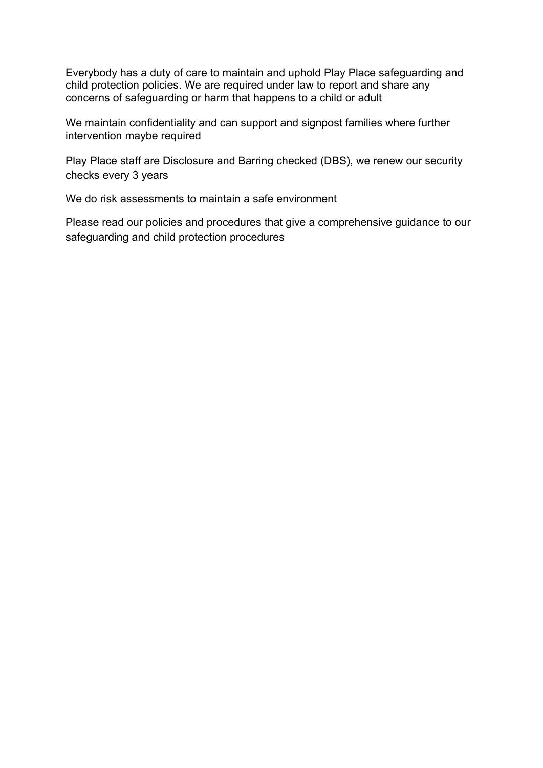Everybody has a duty of care to maintain and uphold Play Place safeguarding and child protection policies. We are required under law to report and share any concerns of safeguarding or harm that happens to a child or adult

We maintain confidentiality and can support and signpost families where further intervention maybe required

Play Place staff are Disclosure and Barring checked (DBS), we renew our security checks every 3 years

We do risk assessments to maintain a safe environment

Please read our policies and procedures that give a comprehensive guidance to our safeguarding and child protection procedures